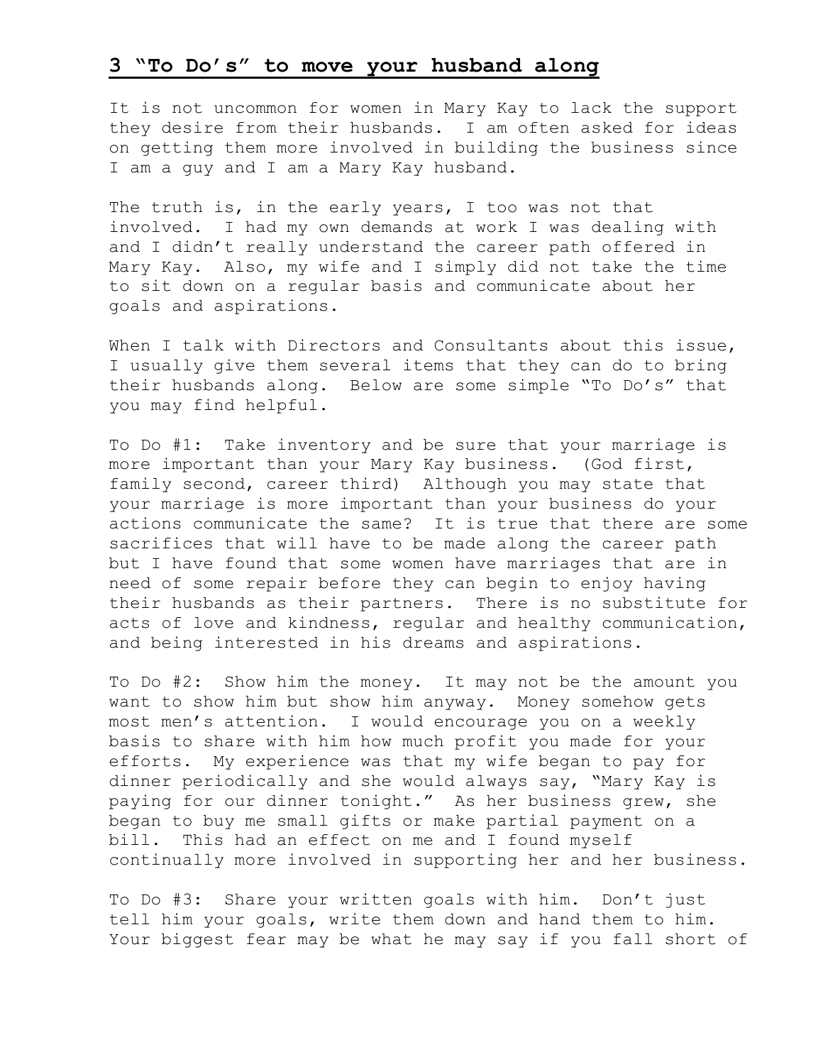## 3 "To Do's" to move your husband along

It is not uncommon for women in Mary Kay to lack the support they desire from their husbands. I am often asked for ideas on getting them more involved in building the business since I am a guy and I am a Mary Kay husband.

The truth is, in the early years, I too was not that involved. I had my own demands at work I was dealing with and I didn't really understand the career path offered in Mary Kay. Also, my wife and I simply did not take the time to sit down on a regular basis and communicate about her goals and aspirations.

When I talk with Directors and Consultants about this issue, I usually give them several items that they can do to bring their husbands along. Below are some simple "To Do's" that you may find helpful.

To Do #1: Take inventory and be sure that your marriage is more important than your Mary Kay business. (God first, family second, career third) Although you may state that your marriage is more important than your business do your actions communicate the same? It is true that there are some sacrifices that will have to be made along the career path but I have found that some women have marriages that are in need of some repair before they can begin to enjoy having their husbands as their partners. There is no substitute for acts of love and kindness, regular and healthy communication, and being interested in his dreams and aspirations.

To Do #2: Show him the money. It may not be the amount you want to show him but show him anyway. Money somehow gets most men's attention. I would encourage you on a weekly basis to share with him how much profit you made for your efforts. My experience was that my wife began to pay for dinner periodically and she would always say, "Mary Kay is paying for our dinner tonight." As her business grew, she began to buy me small gifts or make partial payment on a bill. This had an effect on me and I found myself continually more involved in supporting her and her business.

To Do #3: Share your written goals with him. Don't just tell him your goals, write them down and hand them to him. Your biggest fear may be what he may say if you fall short of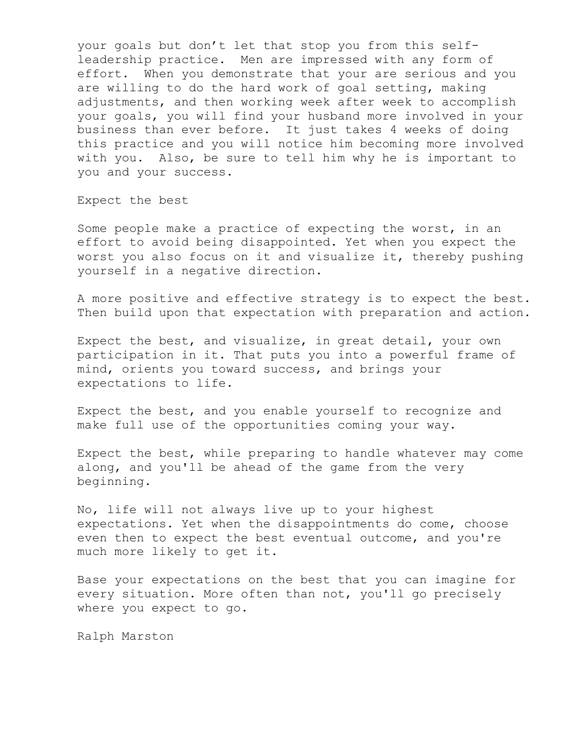your goals but don't let that stop you from this self-leadership practice. Men are impressed with any form of effort. When you demonstrate that your are serious and you are willing to do the hard work of goal setting, making adjustments, and then working week after week to accomplish your goals, you will find your husband more involved in your business than ever before. It just takes 4 weeks of doing this practice and you will notice him becoming more involved with you. Also, be sure to tell him why he is important to you and your success.

## Expect the best

Some people make a practice of expecting the worst, in an effort to avoid being disappointed. Yet when you expect the worst you also focus on it and visualize it, thereby pushing yourself in a negative direction.

A more positive and effective strategy is to expect the best. Then build upon that expectation with preparation and action.

Expect the best, and visualize, in great detail, your own participation in it. That puts you into a powerful frame of mind, orients you toward success, and brings your expectations to life.

Expect the best, and you enable yourself to recognize and make full use of the opportunities coming your way.

Expect the best, while preparing to handle whatever may come along, and you'll be ahead of the game from the very beginning.

No, life will not always live up to your highest expectations. Yet when the disappointments do come, choose even then to expect the best eventual outcome, and you're much more likely to get it.

Base your expectations on the best that you can imagine for every situation. More often than not, you'll go precisely where you expect to go.

Ralph Marston